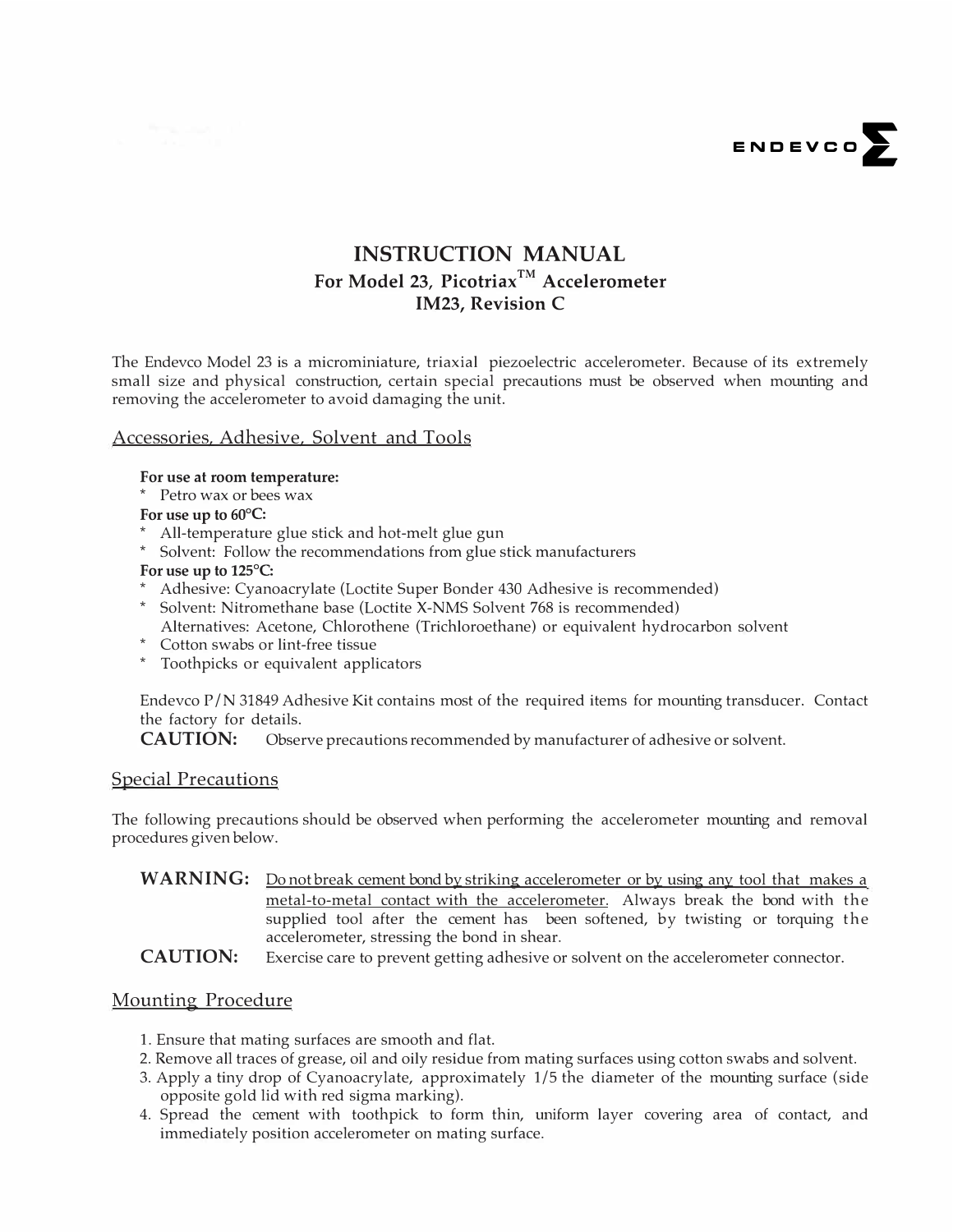ENDEVCO

# INSTRUCTION MANUAL

## For Model 23, Picotriax™ Accelerometer

## IM23, Revision C

The Endevco Model 23 is a microminiature, triaxial piezoelectric accelerometer. Because of its extremely small size and physical construction, certain special precautions must be observed when mounting and removing the accelerometer to avoid damaging the unit.

## Accessories, Adhesive, Solvent and Tools

**For use at room temperature:**

* Petro wax or bees wax

**For use up to 60°C:**

* All-temperature glue stick and hot-melt glue gun
* Solvent: Follow the recommendations from glue stick manufacturers

**For use up to 125°C:**

* Adhesive: Cyanoacrylate (Loctite Super Bonder 430 Adhesive is recommended)
* Solvent: Nitromethane base (Loctite X-NMS Solvent 768 is recommended)
  Alternatives: Acetone, Chlorothene (Trichloroethane) or equivalent hydrocarbon solvent
* Cotton swabs or lint-free tissue
* Toothpicks or equivalent applicators

Endevco P/N 31849 Adhesive Kit contains most of the required items for mounting transducer. Contact the factory for details.

**CAUTION:** Observe precautions recommended by manufacturer of adhesive or solvent.

## Special Precautions

The following precautions should be observed when performing the accelerometer mounting and removal procedures given below.

**WARNING:** Do not break cement bond by striking accelerometer or by using any tool that makes a metal-to-metal contact with the accelerometer. Always break the bond with the supplied tool after the cement has been softened, by twisting or torquing the accelerometer, stressing the bond in shear.

**CAUTION:** Exercise care to prevent getting adhesive or solvent on the accelerometer connector.

## Mounting Procedure

1. Ensure that mating surfaces are smooth and flat.
2. Remove all traces of grease, oil and oily residue from mating surfaces using cotton swabs and solvent.
3. Apply a tiny drop of Cyanoacrylate, approximately 1/5 the diameter of the mounting surface (side opposite gold lid with red sigma marking).
4. Spread the cement with toothpick to form thin, uniform layer covering area of contact, and immediately position accelerometer on mating surface.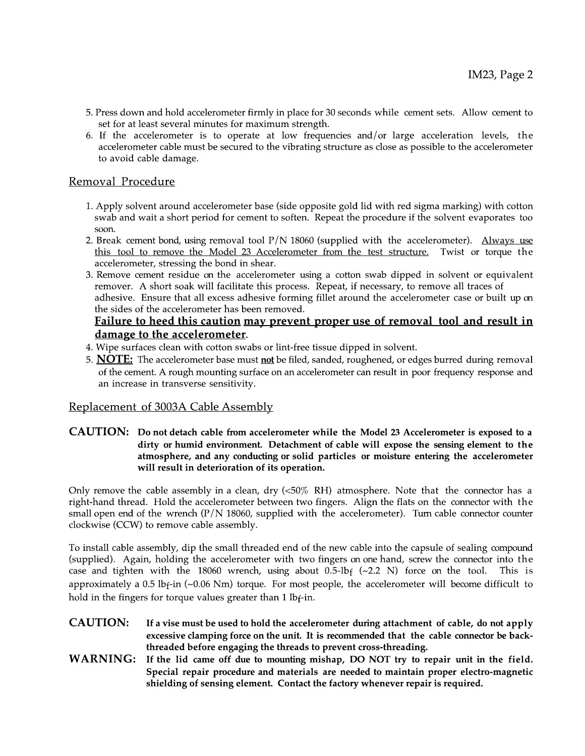5. Press down and hold accelerometer firmly in place for 30 seconds while cement sets. Allow cement to set for at least several minutes for maximum strength.
6. If the accelerometer is to operate at low frequencies and/or large acceleration levels, the accelerometer cable must be secured to the vibrating structure as close as possible to the accelerometer to avoid cable damage.

## Removal Procedure

1. Apply solvent around accelerometer base (side opposite gold lid with red sigma marking) with cotton swab and wait a short period for cement to soften. Repeat the procedure if the solvent evaporates too soon.
2. Break cement bond, using removal tool P/N 18060 (supplied with the accelerometer). Always use this tool to remove the Model 23 Accelerometer from the test structure. Twist or torque the accelerometer, stressing the bond in shear.
3. Remove cement residue on the accelerometer using a cotton swab dipped in solvent or equivalent remover. A short soak will facilitate this process. Repeat, if necessary, to remove all traces of adhesive. Ensure that all excess adhesive forming fillet around the accelerometer case or built up on the sides of the accelerometer has been removed.
   **Failure to heed this caution may prevent proper use of removal tool and result in damage to the accelerometer.**
4. Wipe surfaces clean with cotton swabs or lint-free tissue dipped in solvent.
5. **NOTE:** The accelerometer base must **not** be filed, sanded, roughened, or edges burred during removal of the cement. A rough mounting surface on an accelerometer can result in poor frequency response and an increase in transverse sensitivity.

## Replacement of 3003A Cable Assembly

**CAUTION: Do not detach cable from accelerometer while the Model 23 Accelerometer is exposed to a dirty or humid environment. Detachment of cable will expose the sensing element to the atmosphere, and any conducting or solid particles or moisture entering the accelerometer will result in deterioration of its operation.**

Only remove the cable assembly in a clean, dry (<50% RH) atmosphere. Note that the connector has a right-hand thread. Hold the accelerometer between two fingers. Align the flats on the connector with the small open end of the wrench (P/N 18060, supplied with the accelerometer). Turn cable connector counter clockwise (CCW) to remove cable assembly.

To install cable assembly, dip the small threaded end of the new cable into the capsule of sealing compound (supplied). Again, holding the accelerometer with two fingers on one hand, screw the connector into the case and tighten with the 18060 wrench, using about 0.5-$lb_f$ (~2.2 N) force on the tool. This is approximately a 0.5 $lb_f$-in (~0.06 Nm) torque. For most people, the accelerometer will become difficult to hold in the fingers for torque values greater than 1 $lb_f$-in.

**CAUTION: If a vise must be used to hold the accelerometer during attachment of cable, do not apply excessive clamping force on the unit. It is recommended that the cable connector be back-threaded before engaging the threads to prevent cross-threading.**

**WARNING: If the lid came off due to mounting mishap, DO NOT try to repair unit in the field. Special repair procedure and materials are needed to maintain proper electro-magnetic shielding of sensing element. Contact the factory whenever repair is required.**